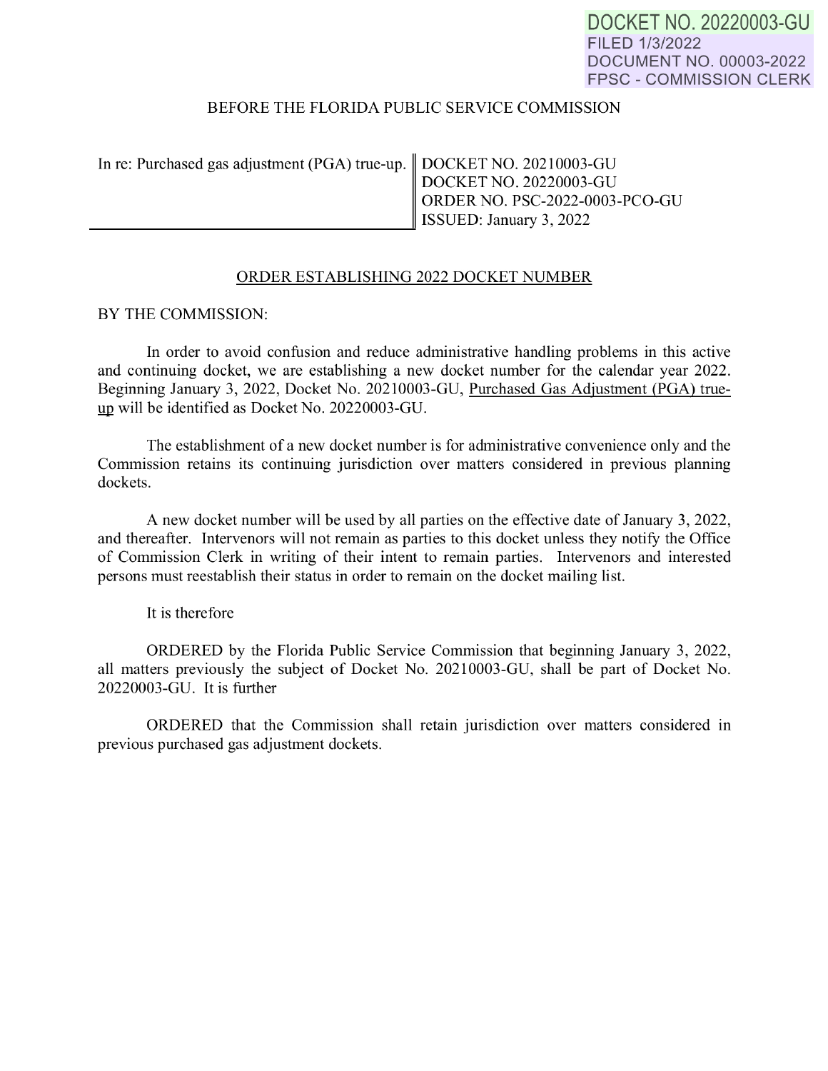DOCKET NO. 20220003-GU
FILED 1/3/2022
DOCUMENT NO. 00003-2022
FPSC - COMMISSION CLERK

BEFORE THE FLORIDA PUBLIC SERVICE COMMISSION

| In re: Purchased gas adjustment (PGA) true-up. | DOCKET NO. 20210003-GU<br>DOCKET NO. 20220003-GU<br>ORDER NO. PSC-2022-0003-PCO-GU<br>ISSUED: January 3, 2022 |
|---|---|

ORDER ESTABLISHING 2022 DOCKET NUMBER

BY THE COMMISSION:

In order to avoid confusion and reduce administrative handling problems in this active and continuing docket, we are establishing a new docket number for the calendar year 2022. Beginning January 3, 2022, Docket No. 20210003-GU, Purchased Gas Adjustment (PGA) true-up will be identified as Docket No. 20220003-GU.

The establishment of a new docket number is for administrative convenience only and the Commission retains its continuing jurisdiction over matters considered in previous planning dockets.

A new docket number will be used by all parties on the effective date of January 3, 2022, and thereafter. Intervenors will not remain as parties to this docket unless they notify the Office of Commission Clerk in writing of their intent to remain parties. Intervenors and interested persons must reestablish their status in order to remain on the docket mailing list.

It is therefore

ORDERED by the Florida Public Service Commission that beginning January 3, 2022, all matters previously the subject of Docket No. 20210003-GU, shall be part of Docket No. 20220003-GU. It is further

ORDERED that the Commission shall retain jurisdiction over matters considered in previous purchased gas adjustment dockets.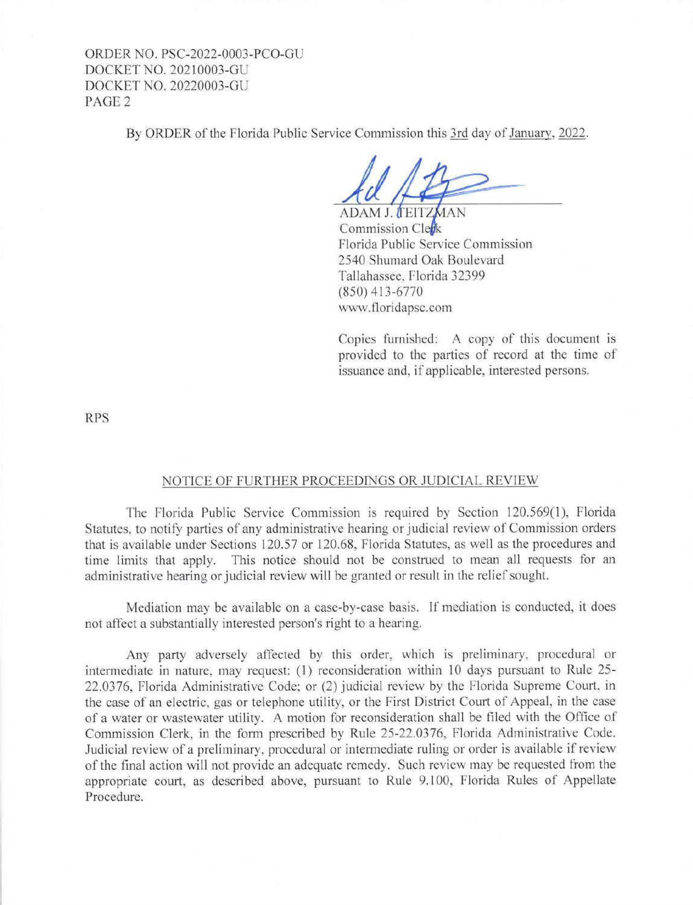By ORDER of the Florida Public Service Commission this 3rd day of January, 2022.

ADAM J. TEITZMAN
Commission Clerk
Florida Public Service Commission
2540 Shumard Oak Boulevard
Tallahassee, Florida 32399
(850) 413-6770
www.floridapsc.com

Copies furnished: A copy of this document is provided to the parties of record at the time of issuance and, if applicable, interested persons.

RPS

## NOTICE OF FURTHER PROCEEDINGS OR JUDICIAL REVIEW

The Florida Public Service Commission is required by Section 120.569(1), Florida Statutes, to notify parties of any administrative hearing or judicial review of Commission orders that is available under Sections 120.57 or 120.68, Florida Statutes, as well as the procedures and time limits that apply. This notice should not be construed to mean all requests for an administrative hearing or judicial review will be granted or result in the relief sought.

Mediation may be available on a case-by-case basis. If mediation is conducted, it does not affect a substantially interested person's right to a hearing.

Any party adversely affected by this order, which is preliminary, procedural or intermediate in nature, may request: (1) reconsideration within 10 days pursuant to Rule 25-22.0376, Florida Administrative Code; or (2) judicial review by the Florida Supreme Court, in the case of an electric, gas or telephone utility, or the First District Court of Appeal, in the case of a water or wastewater utility. A motion for reconsideration shall be filed with the Office of Commission Clerk, in the form prescribed by Rule 25-22.0376, Florida Administrative Code. Judicial review of a preliminary, procedural or intermediate ruling or order is available if review of the final action will not provide an adequate remedy. Such review may be requested from the appropriate court, as described above, pursuant to Rule 9.100, Florida Rules of Appellate Procedure.